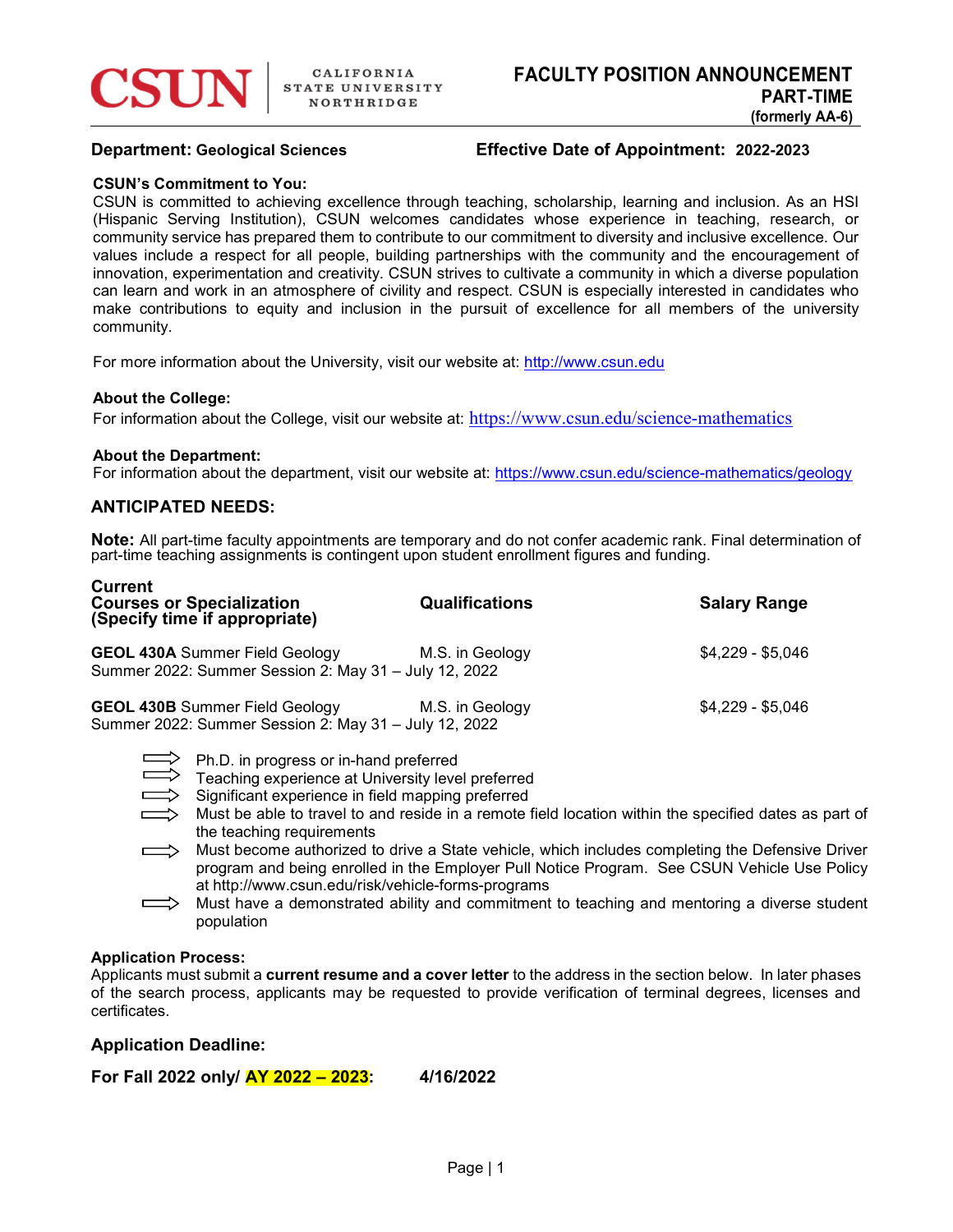**CSUN** | CALIFORNIA STATE UNIVERSITY NORTHRIDGE

# FACULTY POSITION ANNOUNCEMENT
## PART-TIME
**(formerly AA-6)**

**Department:** **Geological Sciences** **Effective Date of Appointment:** **2022-2023**

### CSUN's Commitment to You:

CSUN is committed to achieving excellence through teaching, scholarship, learning and inclusion. As an HSI (Hispanic Serving Institution), CSUN welcomes candidates whose experience in teaching, research, or community service has prepared them to contribute to our commitment to diversity and inclusive excellence. Our values include a respect for all people, building partnerships with the community and the encouragement of innovation, experimentation and creativity. CSUN strives to cultivate a community in which a diverse population can learn and work in an atmosphere of civility and respect. CSUN is especially interested in candidates who make contributions to equity and inclusion in the pursuit of excellence for all members of the university community.

For more information about the University, visit our website at: http://www.csun.edu

### About the College:

For information about the College, visit our website at: https://www.csun.edu/science-mathematics

### About the Department:

For information about the department, visit our website at: https://www.csun.edu/science-mathematics/geology

## ANTICIPATED NEEDS:

**Note:** All part-time faculty appointments are temporary and do not confer academic rank. Final determination of part-time teaching assignments is contingent upon student enrollment figures and funding.

| Current Courses or Specialization (Specify time if appropriate) | Qualifications | Salary Range |
|---|---|---|
| **GEOL 430A** Summer Field Geology<br>Summer 2022: Summer Session 2: May 31 – July 12, 2022 | M.S. in Geology | $4,229 - $5,046 |
| **GEOL 430B** Summer Field Geology<br>Summer 2022: Summer Session 2: May 31 – July 12, 2022 | M.S. in Geology | $4,229 - $5,046 |

- Ph.D. in progress or in-hand preferred
- Teaching experience at University level preferred
- Significant experience in field mapping preferred
- Must be able to travel to and reside in a remote field location within the specified dates as part of the teaching requirements
- Must become authorized to drive a State vehicle, which includes completing the Defensive Driver program and being enrolled in the Employer Pull Notice Program. See CSUN Vehicle Use Policy at http://www.csun.edu/risk/vehicle-forms-programs
- Must have a demonstrated ability and commitment to teaching and mentoring a diverse student population

### Application Process:

Applicants must submit a **current resume and a cover letter** to the address in the section below. In later phases of the search process, applicants may be requested to provide verification of terminal degrees, licenses and certificates.

### Application Deadline:

**For Fall 2022 only/ AY 2022 – 2023: 4/16/2022**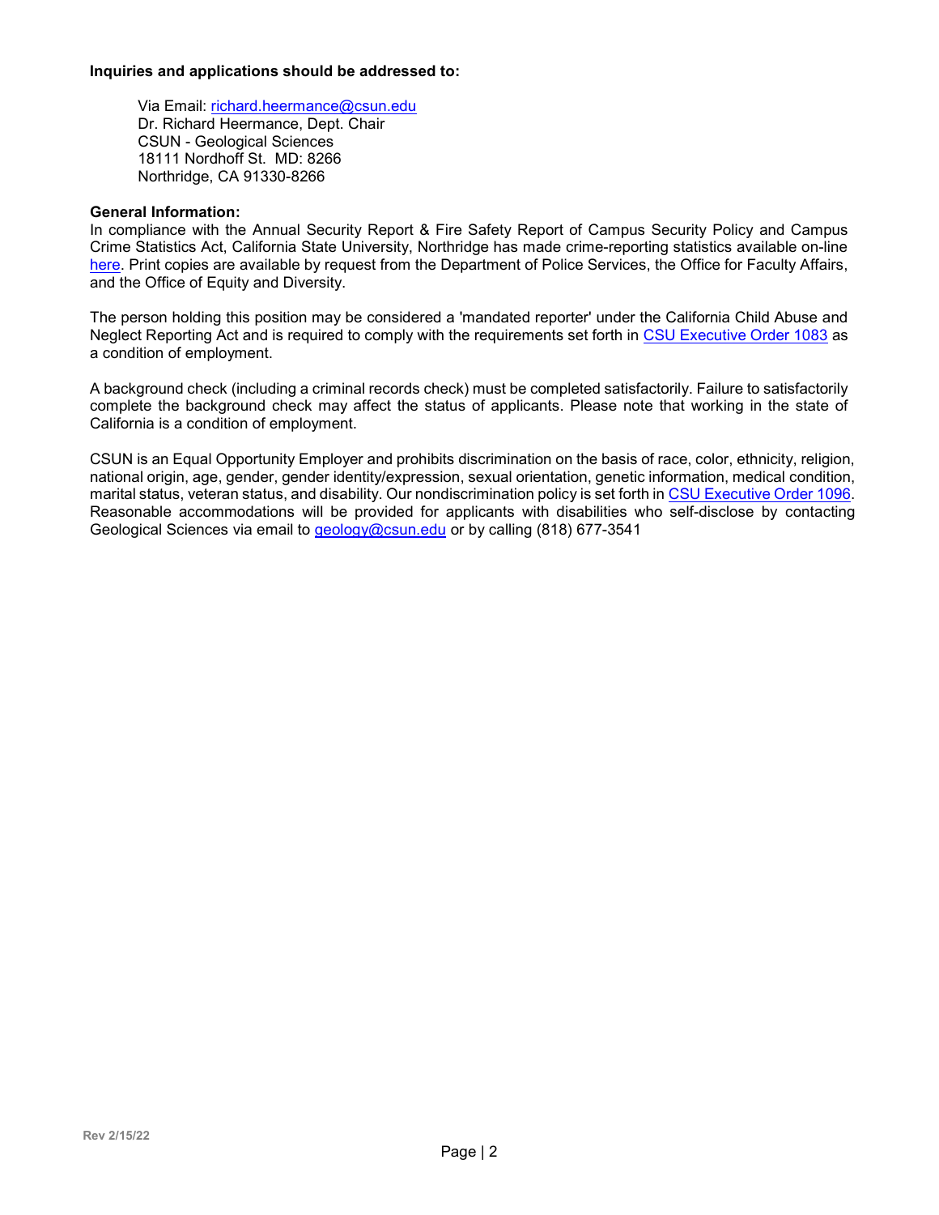**Inquiries and applications should be addressed to:**

Via Email: richard.heermance@csun.edu
Dr. Richard Heermance, Dept. Chair
CSUN - Geological Sciences
18111 Nordhoff St. MD: 8266
Northridge, CA 91330-8266

**General Information:**
In compliance with the Annual Security Report & Fire Safety Report of Campus Security Policy and Campus Crime Statistics Act, California State University, Northridge has made crime-reporting statistics available on-line here. Print copies are available by request from the Department of Police Services, the Office for Faculty Affairs, and the Office of Equity and Diversity.

The person holding this position may be considered a 'mandated reporter' under the California Child Abuse and Neglect Reporting Act and is required to comply with the requirements set forth in CSU Executive Order 1083 as a condition of employment.

A background check (including a criminal records check) must be completed satisfactorily. Failure to satisfactorily complete the background check may affect the status of applicants. Please note that working in the state of California is a condition of employment.

CSUN is an Equal Opportunity Employer and prohibits discrimination on the basis of race, color, ethnicity, religion, national origin, age, gender, gender identity/expression, sexual orientation, genetic information, medical condition, marital status, veteran status, and disability. Our nondiscrimination policy is set forth in CSU Executive Order 1096. Reasonable accommodations will be provided for applicants with disabilities who self-disclose by contacting Geological Sciences via email to geology@csun.edu or by calling (818) 677-3541

Rev 2/15/22